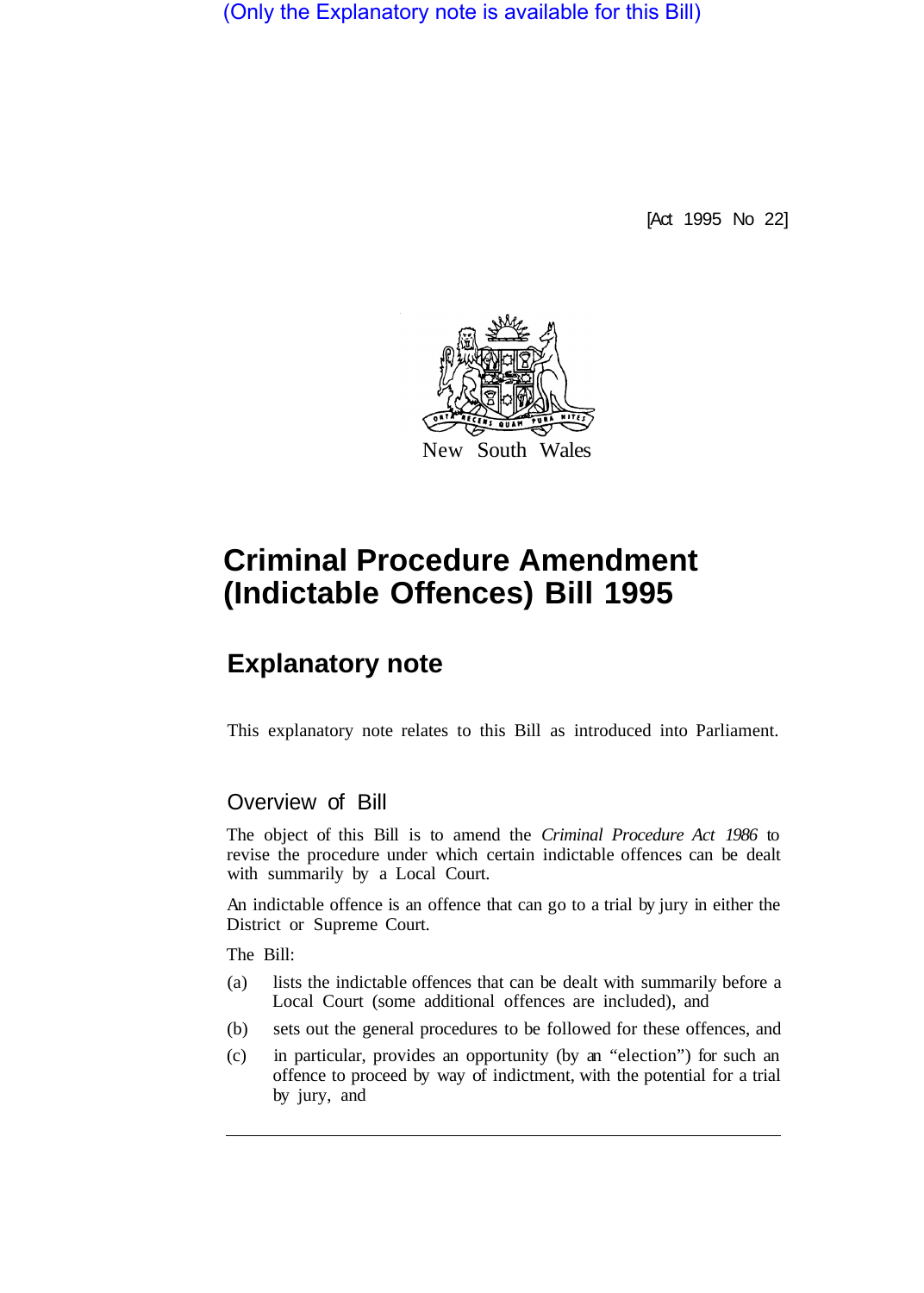(Only the Explanatory note is available for this Bill)

[Act 1995 No 22]

New South Wales

# Criminal Procedure Amendment (Indictable Offences) Bill 1995

## Explanatory note

This explanatory note relates to this Bill as introduced into Parliament.

### Overview of Bill

The object of this Bill is to amend the *Criminal Procedure Act 1986* to revise the procedure under which certain indictable offences can be dealt with summarily by a Local Court.

An indictable offence is an offence that can go to a trial by jury in either the District or Supreme Court.

The Bill:

(a) lists the indictable offences that can be dealt with summarily before a Local Court (some additional offences are included), and

(b) sets out the general procedures to be followed for these offences, and

(c) in particular, provides an opportunity (by an "election") for such an offence to proceed by way of indictment, with the potential for a trial by jury, and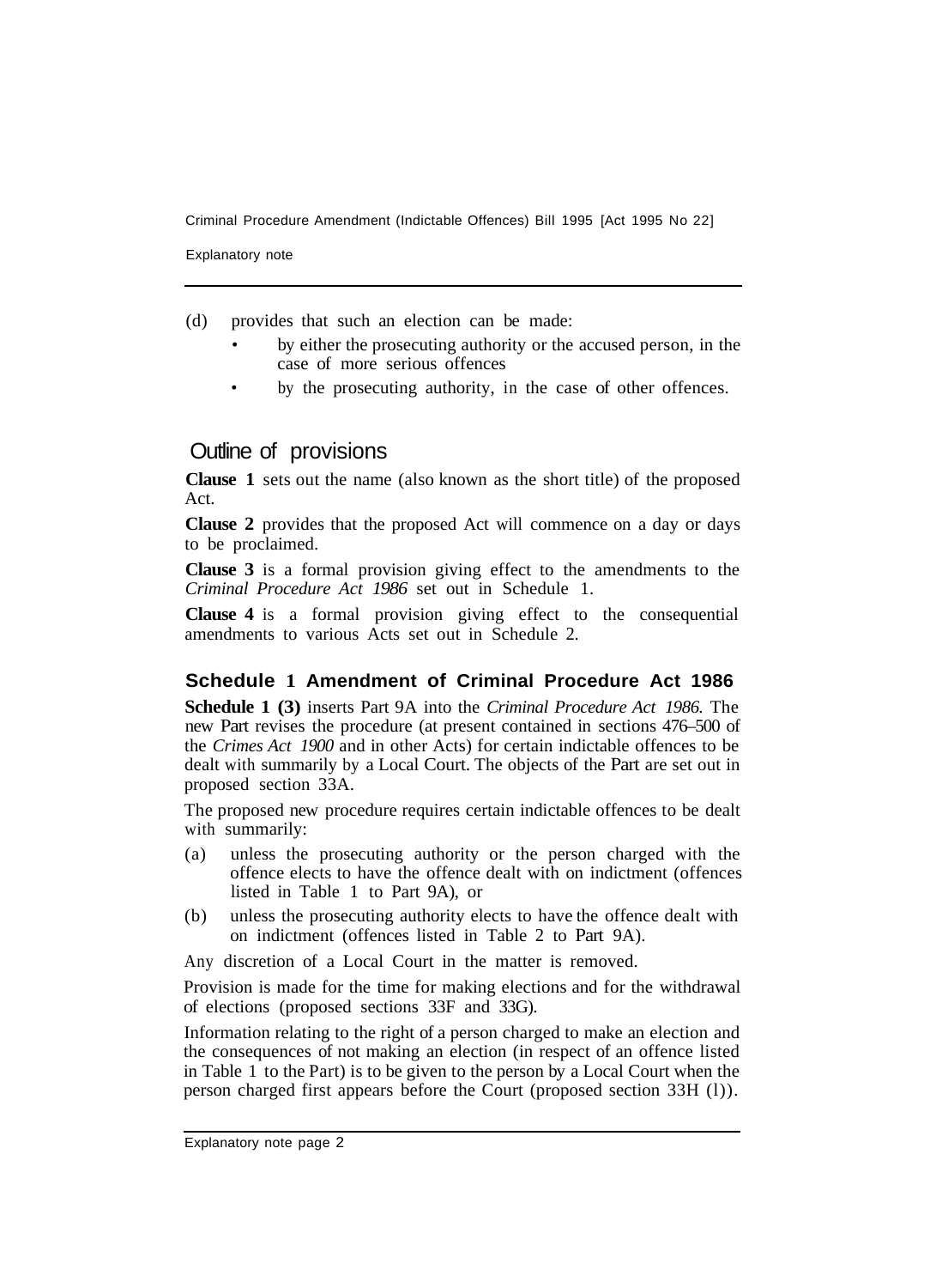(d) provides that such an election can be made:

- by either the prosecuting authority or the accused person, in the case of more serious offences
- by the prosecuting authority, in the case of other offences.

## Outline of provisions

**Clause 1** sets out the name (also known as the short title) of the proposed Act.

**Clause 2** provides that the proposed Act will commence on a day or days to be proclaimed.

**Clause 3** is a formal provision giving effect to the amendments to the *Criminal Procedure Act 1986* set out in Schedule 1.

**Clause 4** is a formal provision giving effect to the consequential amendments to various Acts set out in Schedule 2.

### Schedule 1 Amendment of Criminal Procedure Act 1986

**Schedule 1 (3)** inserts Part 9A into the *Criminal Procedure Act 1986*. The new Part revises the procedure (at present contained in sections 476–500 of the *Crimes Act 1900* and in other Acts) for certain indictable offences to be dealt with summarily by a Local Court. The objects of the Part are set out in proposed section 33A.

The proposed new procedure requires certain indictable offences to be dealt with summarily:

(a) unless the prosecuting authority or the person charged with the offence elects to have the offence dealt with on indictment (offences listed in Table 1 to Part 9A), or

(b) unless the prosecuting authority elects to have the offence dealt with on indictment (offences listed in Table 2 to Part 9A).

Any discretion of a Local Court in the matter is removed.

Provision is made for the time for making elections and for the withdrawal of elections (proposed sections 33F and 33G).

Information relating to the right of a person charged to make an election and the consequences of not making an election (in respect of an offence listed in Table 1 to the Part) is to be given to the person by a Local Court when the person charged first appears before the Court (proposed section 33H (1)).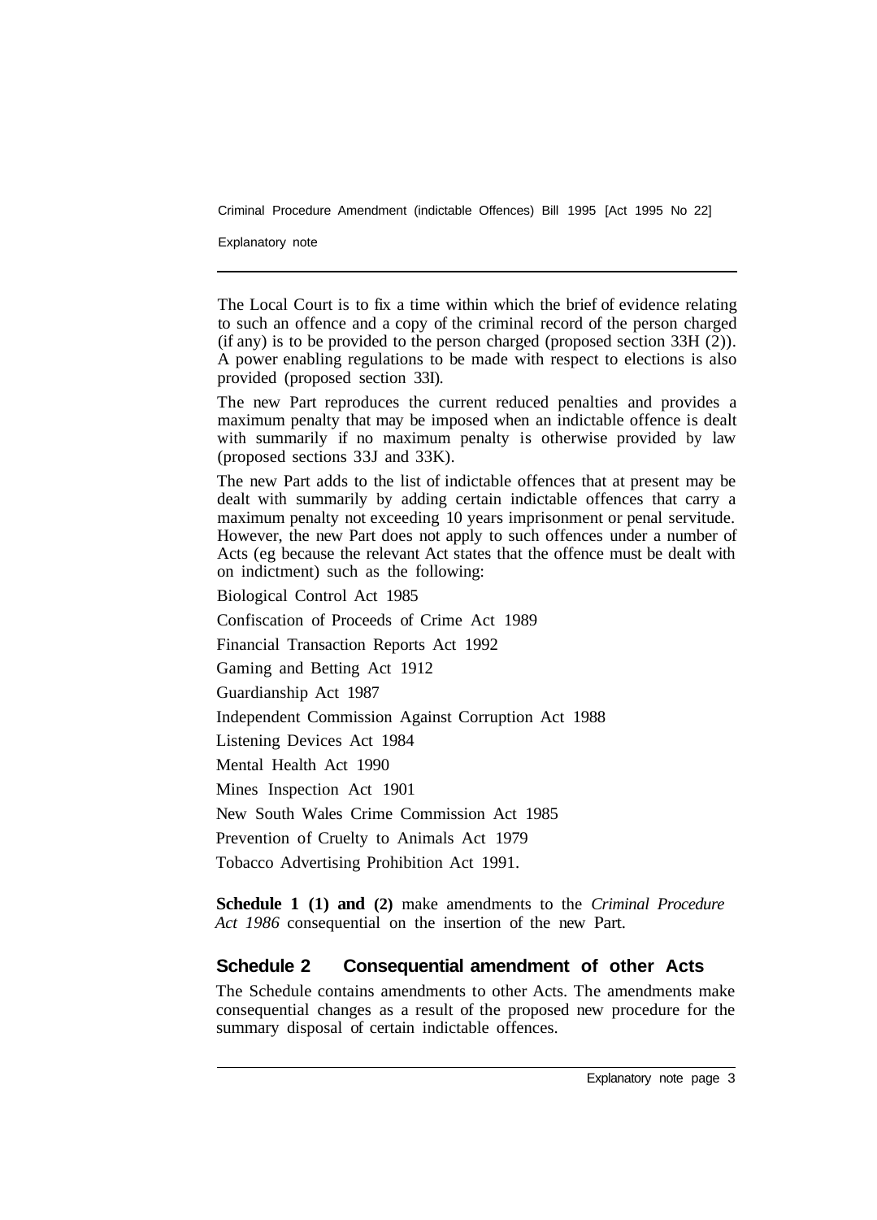The Local Court is to fix a time within which the brief of evidence relating to such an offence and a copy of the criminal record of the person charged (if any) is to be provided to the person charged (proposed section 33H (2)). A power enabling regulations to be made with respect to elections is also provided (proposed section 33I).

The new Part reproduces the current reduced penalties and provides a maximum penalty that may be imposed when an indictable offence is dealt with summarily if no maximum penalty is otherwise provided by law (proposed sections 33J and 33K).

The new Part adds to the list of indictable offences that at present may be dealt with summarily by adding certain indictable offences that carry a maximum penalty not exceeding 10 years imprisonment or penal servitude. However, the new Part does not apply to such offences under a number of Acts (eg because the relevant Act states that the offence must be dealt with on indictment) such as the following:

Biological Control Act 1985

Confiscation of Proceeds of Crime Act 1989

Financial Transaction Reports Act 1992

Gaming and Betting Act 1912

Guardianship Act 1987

Independent Commission Against Corruption Act 1988

Listening Devices Act 1984

Mental Health Act 1990

Mines Inspection Act 1901

New South Wales Crime Commission Act 1985

Prevention of Cruelty to Animals Act 1979

Tobacco Advertising Prohibition Act 1991.

**Schedule 1 (1) and (2)** make amendments to the *Criminal Procedure Act 1986* consequential on the insertion of the new Part.

## Schedule 2 Consequential amendment of other Acts

The Schedule contains amendments to other Acts. The amendments make consequential changes as a result of the proposed new procedure for the summary disposal of certain indictable offences.